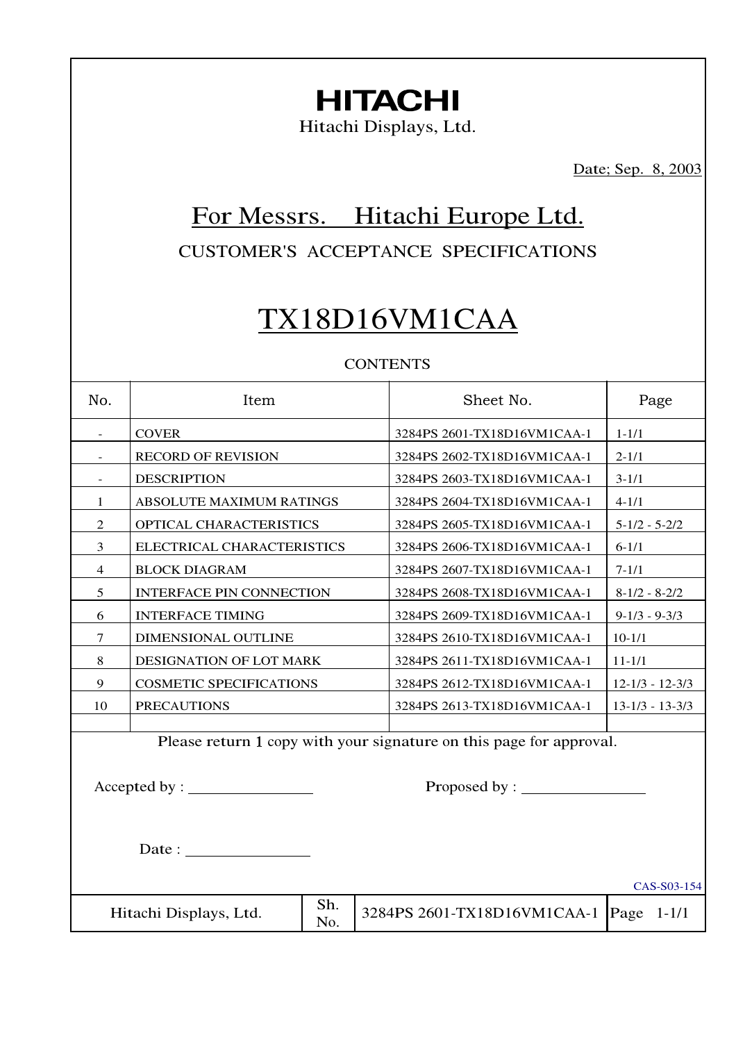# HITACHI

Hitachi Displays, Ltd.

Date; Sep. 8, 2003

## For Messrs. Hitachi Europe Ltd.

CUSTOMER'S ACCEPTANCE SPECIFICATIONS

# TX18D16VM1CAA

CONTENTS

| No. | Item | Sheet No. | Page |
|---|---|---|---|
| - | COVER | 3284PS 2601-TX18D16VM1CAA-1 | 1-1/1 |
| - | RECORD OF REVISION | 3284PS 2602-TX18D16VM1CAA-1 | 2-1/1 |
| - | DESCRIPTION | 3284PS 2603-TX18D16VM1CAA-1 | 3-1/1 |
| 1 | ABSOLUTE MAXIMUM RATINGS | 3284PS 2604-TX18D16VM1CAA-1 | 4-1/1 |
| 2 | OPTICAL CHARACTERISTICS | 3284PS 2605-TX18D16VM1CAA-1 | 5-1/2 - 5-2/2 |
| 3 | ELECTRICAL CHARACTERISTICS | 3284PS 2606-TX18D16VM1CAA-1 | 6-1/1 |
| 4 | BLOCK DIAGRAM | 3284PS 2607-TX18D16VM1CAA-1 | 7-1/1 |
| 5 | INTERFACE PIN CONNECTION | 3284PS 2608-TX18D16VM1CAA-1 | 8-1/2 - 8-2/2 |
| 6 | INTERFACE TIMING | 3284PS 2609-TX18D16VM1CAA-1 | 9-1/3 - 9-3/3 |
| 7 | DIMENSIONAL OUTLINE | 3284PS 2610-TX18D16VM1CAA-1 | 10-1/1 |
| 8 | DESIGNATION OF LOT MARK | 3284PS 2611-TX18D16VM1CAA-1 | 11-1/1 |
| 9 | COSMETIC SPECIFICATIONS | 3284PS 2612-TX18D16VM1CAA-1 | 12-1/3 - 12-3/3 |
| 10 | PRECAUTIONS | 3284PS 2613-TX18D16VM1CAA-1 | 13-1/3 - 13-3/3 |
| | | | |

Please return 1 copy with your signature on this page for approval.

Accepted by : ________________ Proposed by : ________________

Date : ________________

CAS-S03-154

| Hitachi Displays, Ltd. | Sh. No. | 3284PS 2601-TX18D16VM1CAA-1 | Page 1-1/1 |
|---|---|---|---|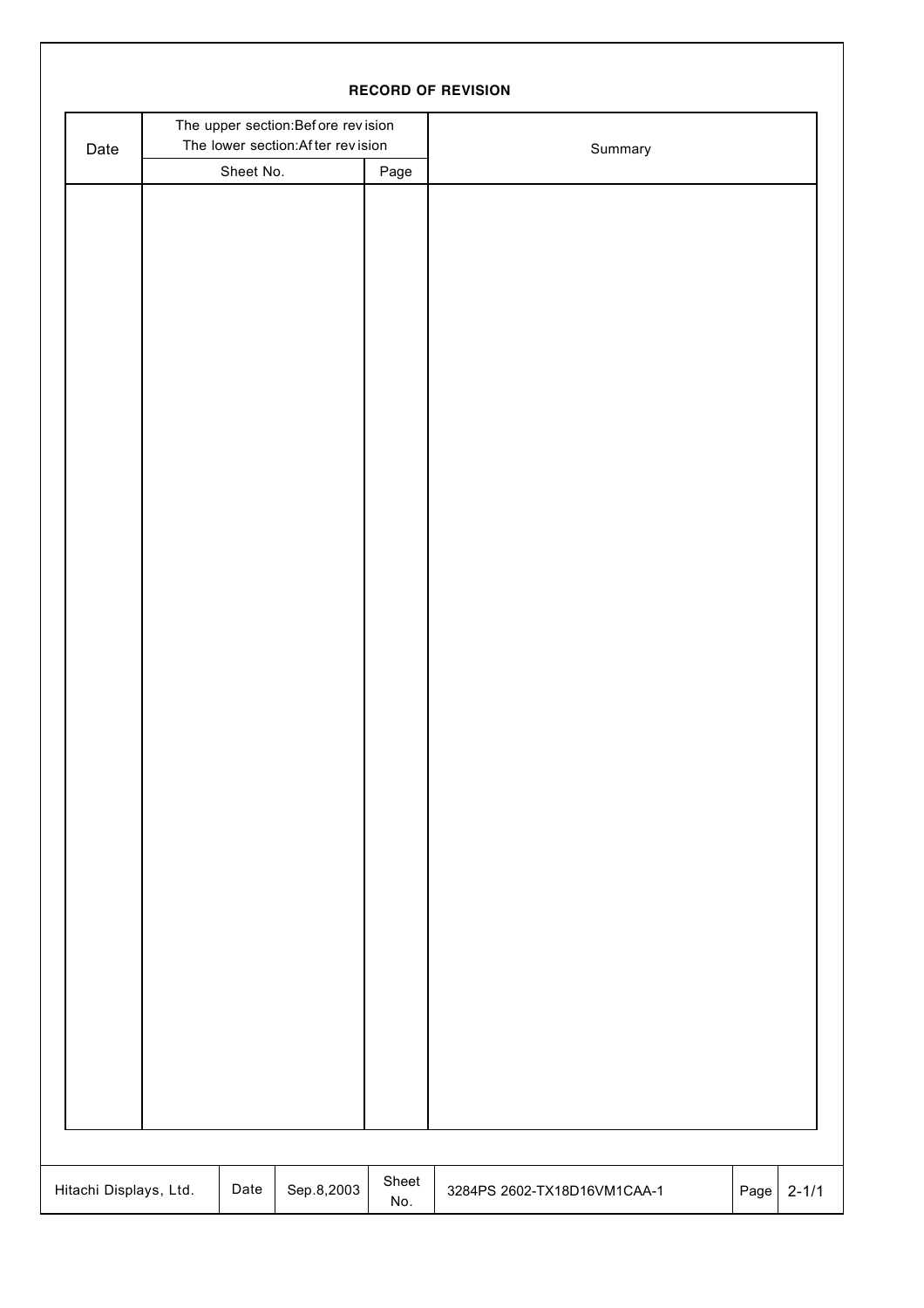## RECORD OF REVISION

| Date | The upper section:Before revision<br>The lower section:After revision | | Summary |
|---|---|---|---|
| | Sheet No. | Page | |
| | | | |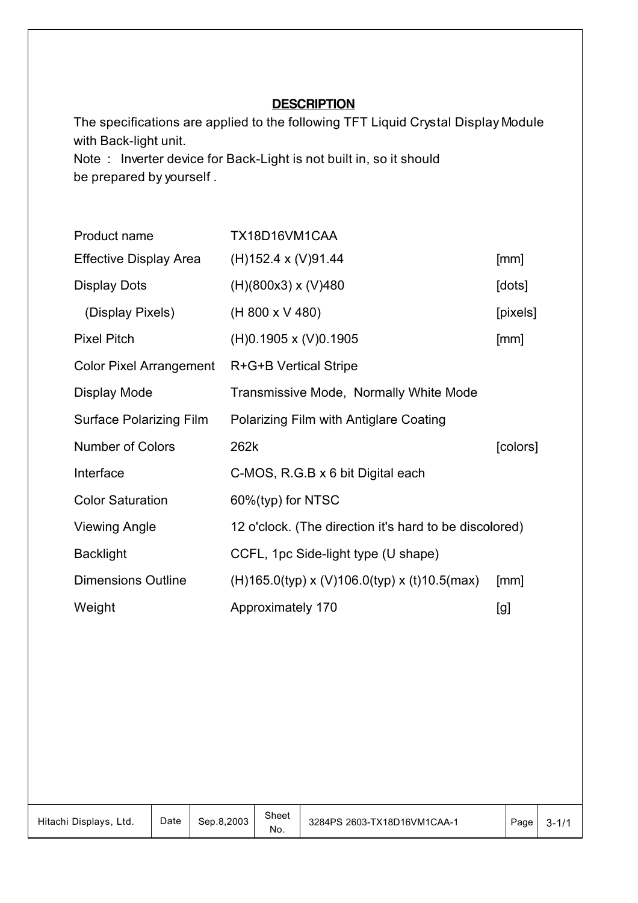## DESCRIPTION

The specifications are applied to the following TFT Liquid Crystal Display Module with Back-light unit.
Note : Inverter device for Back-Light is not built in, so it should be prepared by yourself .

| | | |
|---|---|---|
| Product name | TX18D16VM1CAA | |
| Effective Display Area | (H)152.4 x (V)91.44 | [mm] |
| Display Dots | (H)(800x3) x (V)480 | [dots] |
| (Display Pixels) | (H 800 x V 480) | [pixels] |
| Pixel Pitch | (H)0.1905 x (V)0.1905 | [mm] |
| Color Pixel Arrangement | R+G+B Vertical Stripe | |
| Display Mode | Transmissive Mode, Normally White Mode | |
| Surface Polarizing Film | Polarizing Film with Antiglare Coating | |
| Number of Colors | 262k | [colors] |
| Interface | C-MOS, R.G.B x 6 bit Digital each | |
| Color Saturation | 60%(typ) for NTSC | |
| Viewing Angle | 12 o'clock. (The direction it's hard to be discolored) | |
| Backlight | CCFL, 1pc Side-light type (U shape) | |
| Dimensions Outline | (H)165.0(typ) x (V)106.0(typ) x (t)10.5(max) | [mm] |
| Weight | Approximately 170 | [g] |

| Hitachi Displays, Ltd. | Date | Sep.8,2003 | Sheet No. | 3284PS 2603-TX18D16VM1CAA-1 | Page | 3-1/1 |
|---|---|---|---|---|---|---|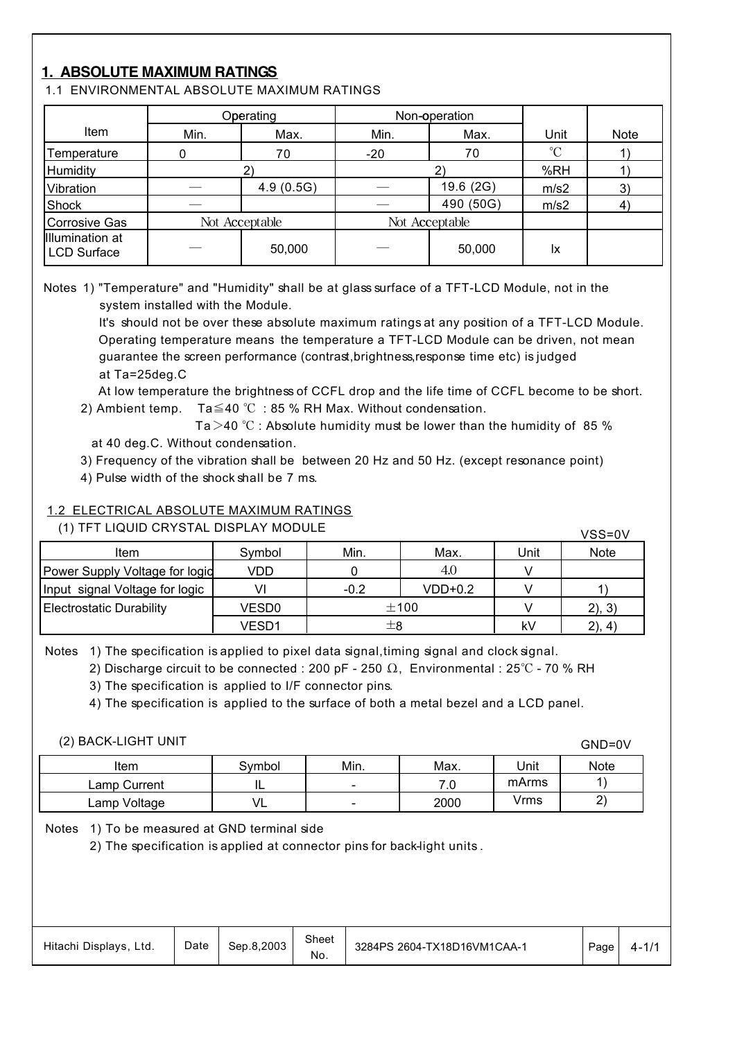## 1. ABSOLUTE MAXIMUM RATINGS

### 1.1 ENVIRONMENTAL ABSOLUTE MAXIMUM RATINGS

| Item | Operating | | Non-operation | | Unit | Note |
|---|---|---|---|---|---|---|
| | Min. | Max. | Min. | Max. | | |
| Temperature | 0 | 70 | -20 | 70 | ℃ | 1) |
| Humidity | 2) | | 2) | | %RH | 1) |
| Vibration | — | 4.9 (0.5G) | — | 19.6 (2G) | m/s2 | 3) |
| Shock | — | | — | 490 (50G) | m/s2 | 4) |
| Corrosive Gas | Not Acceptable | | Not Acceptable | | | |
| Illumination at LCD Surface | — | 50,000 | — | 50,000 | lx | |

Notes 1) "Temperature" and "Humidity" shall be at glass surface of a TFT-LCD Module, not in the system installed with the Module.
It's should not be over these absolute maximum ratings at any position of a TFT-LCD Module.
Operating temperature means the temperature a TFT-LCD Module can be driven, not mean guarantee the screen performance (contrast,brightness,response time etc) is judged at Ta=25deg.C
At low temperature the brightness of CCFL drop and the life time of CCFL become to be short.

2) Ambient temp. Ta≦40 ℃ : 85 % RH Max. Without condensation.
Ta＞40 ℃ : Absolute humidity must be lower than the humidity of 85 % at 40 deg.C. Without condensation.

3) Frequency of the vibration shall be between 20 Hz and 50 Hz. (except resonance point)

4) Pulse width of the shock shall be 7 ms.

### 1.2 ELECTRICAL ABSOLUTE MAXIMUM RATINGS

(1) TFT LIQUID CRYSTAL DISPLAY MODULE

VSS=0V

| Item | Symbol | Min. | Max. | Unit | Note |
|---|---|---|---|---|---|
| Power Supply Voltage for logic | VDD | 0 | 4.0 | V | |
| Input signal Voltage for logic | VI | -0.2 | VDD+0.2 | V | 1) |
| Electrostatic Durability | VESD0 | ±100 | | V | 2), 3) |
| | VESD1 | ±8 | | kV | 2), 4) |

Notes 1) The specification is applied to pixel data signal,timing signal and clock signal.
2) Discharge circuit to be connected : 200 pF - 250 Ω, Environmental : 25℃ - 70 % RH
3) The specification is applied to I/F connector pins.
4) The specification is applied to the surface of both a metal bezel and a LCD panel.

(2) BACK-LIGHT UNIT

GND=0V

| Item | Symbol | Min. | Max. | Unit | Note |
|---|---|---|---|---|---|
| Lamp Current | IL | - | 7.0 | mArms | 1) |
| Lamp Voltage | VL | - | 2000 | Vrms | 2) |

Notes 1) To be measured at GND terminal side
2) The specification is applied at connector pins for back-light units .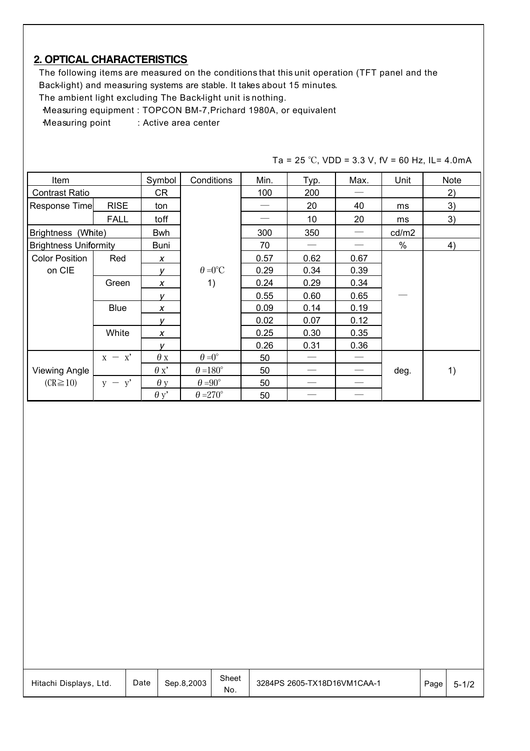## 2. OPTICAL CHARACTERISTICS

The following items are measured on the conditions that this unit operation (TFT panel and the Back-light) and measuring systems are stable. It takes about 15 minutes.
The ambient light excluding The Back-light unit is nothing.

- Measuring equipment : TOPCON BM-7,Prichard 1980A, or equivalent
- Measuring point : Active area center

Ta = 25 ℃, VDD = 3.3 V, fV = 60 Hz, IL= 4.0mA

| Item | | Symbol | Conditions | Min. | Typ. | Max. | Unit | Note |
|---|---|---|---|---|---|---|---|---|
| Contrast Ratio | | CR | $\theta$ =0°C 1) | 100 | 200 | — | | 2) |
| Response Time | RISE | ton | | — | 20 | 40 | ms | 3) |
| | FALL | toff | | — | 10 | 20 | ms | 3) |
| Brightness (White) | | Bwh | | 300 | 350 | — | cd/m2 | |
| Brightness Uniformity | | Buni | | 70 | — | — | % | 4) |
| Color Position on CIE | Red | x | | 0.57 | 0.62 | 0.67 | — | |
| | | y | | 0.29 | 0.34 | 0.39 | | |
| | Green | x | | 0.24 | 0.29 | 0.34 | | |
| | | y | | 0.55 | 0.60 | 0.65 | | |
| | Blue | x | | 0.09 | 0.14 | 0.19 | | |
| | | y | | 0.02 | 0.07 | 0.12 | | |
| | White | x | | 0.25 | 0.30 | 0.35 | | |
| | | y | | 0.26 | 0.31 | 0.36 | | |
| Viewing Angle (CR≧10) | x − x' | $\theta$ x | $\theta$ =0° | 50 | — | — | deg. | 1) |
| | | $\theta$ x' | $\theta$ =180° | 50 | — | — | | |
| | y − y' | $\theta$ y | $\theta$ =90° | 50 | — | — | | |
| | | $\theta$ y' | $\theta$ =270° | 50 | — | — | | |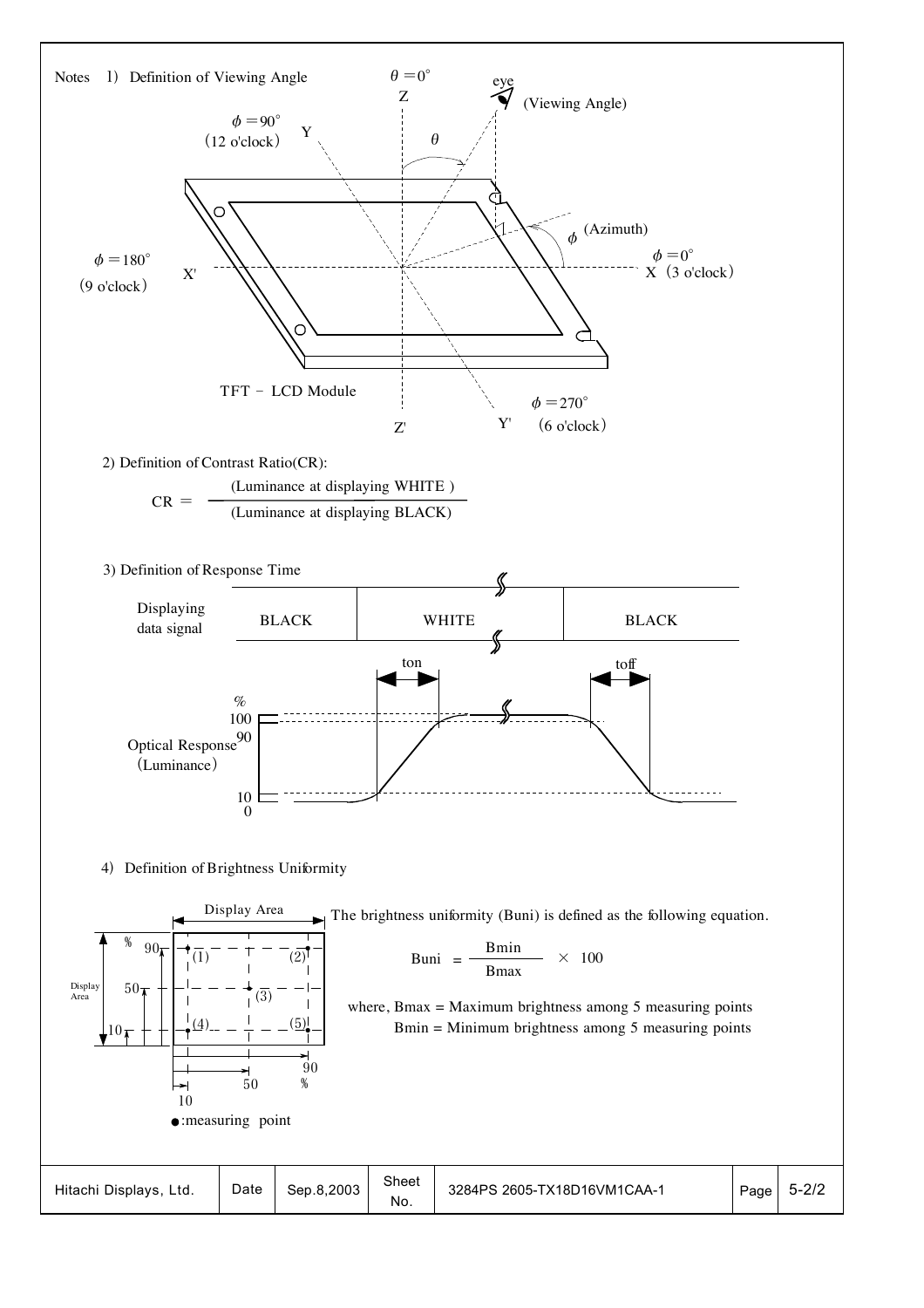Notes 1) Definition of Viewing Angle

$\theta = 0°$ Z

eye (Viewing Angle)

$\phi = 90°$ (12 o'clock) Y

$\theta$

$\phi$ (Azimuth)

$\phi = 180°$ (9 o'clock) X'

$\phi = 0°$ X (3 o'clock)

TFT - LCD Module

Z'

Y' $\phi = 270°$ (6 o'clock)

2) Definition of Contrast Ratio(CR):

$$CR = \frac{\text{(Luminance at displaying WHITE)}}{\text{(Luminance at displaying BLACK)}}$$

3) Definition of Response Time

| Displaying data signal | BLACK | WHITE | BLACK |
|---|---|---|---|

ton, toff

Optical Response (Luminance) %: 100, 90, 10, 0

4) Definition of Brightness Uniformity

Display Area

Measuring points (1), (2), (3), (4), (5) at 10%, 50%, 90% of display area (horizontal and vertical).

●:measuring point

The brightness uniformity (Buni) is defined as the following equation.

$$Buni = \frac{Bmin}{Bmax} \times 100$$

where, Bmax = Maximum brightness among 5 measuring points
Bmin = Minimum brightness among 5 measuring points

| Hitachi Displays, Ltd. | Date | Sep.8,2003 | Sheet No. | 3284PS 2605-TX18D16VM1CAA-1 | Page | 5-2/2 |
|---|---|---|---|---|---|---|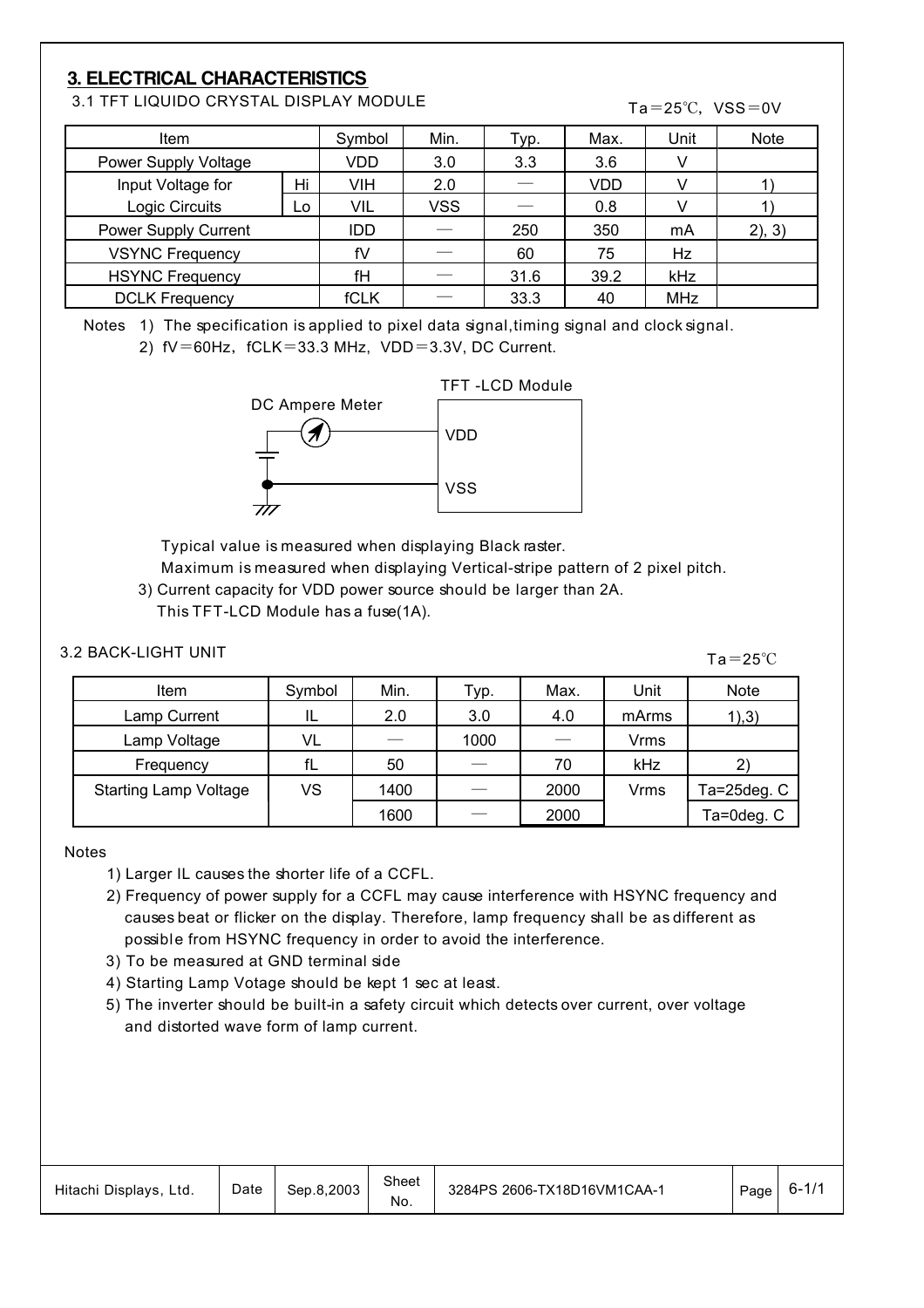## 3. ELECTRICAL CHARACTERISTICS

3.1 TFT LIQUIDO CRYSTAL DISPLAY MODULE

Ta＝25℃, VSS＝0V

| Item | | Symbol | Min. | Typ. | Max. | Unit | Note |
|---|---|---|---|---|---|---|---|
| Power Supply Voltage | | VDD | 3.0 | 3.3 | 3.6 | V | |
| Input Voltage for Logic Circuits | Hi | VIH | 2.0 | — | VDD | V | 1) |
| | Lo | VIL | VSS | — | 0.8 | V | 1) |
| Power Supply Current | | IDD | — | 250 | 350 | mA | 2), 3) |
| VSYNC Frequency | | fV | — | 60 | 75 | Hz | |
| HSYNC Frequency | | fH | — | 31.6 | 39.2 | kHz | |
| DCLK Frequency | | fCLK | — | 33.3 | 40 | MHz | |

Notes 1) The specification is applied to pixel data signal, timing signal and clock signal.

2) fV＝60Hz, fCLK＝33.3 MHz, VDD＝3.3V, DC Current.

DC Ampere Meter — TFT -LCD Module (VDD, VSS)

Typical value is measured when displaying Black raster.

Maximum is measured when displaying Vertical-stripe pattern of 2 pixel pitch.

3) Current capacity for VDD power source should be larger than 2A.

This TFT-LCD Module has a fuse(1A).

3.2 BACK-LIGHT UNIT

Ta＝25℃

| Item | Symbol | Min. | Typ. | Max. | Unit | Note |
|---|---|---|---|---|---|---|
| Lamp Current | IL | 2.0 | 3.0 | 4.0 | mArms | 1),3) |
| Lamp Voltage | VL | — | 1000 | — | Vrms | |
| Frequency | fL | 50 | — | 70 | kHz | 2) |
| Starting Lamp Voltage | VS | 1400 | — | 2000 | Vrms | Ta=25deg. C |
| | | 1600 | — | 2000 | | Ta=0deg. C |

Notes

1) Larger IL causes the shorter life of a CCFL.
2) Frequency of power supply for a CCFL may cause interference with HSYNC frequency and causes beat or flicker on the display. Therefore, lamp frequency shall be as different as possible from HSYNC frequency in order to avoid the interference.
3) To be measured at GND terminal side
4) Starting Lamp Votage should be kept 1 sec at least.
5) The inverter should be built-in a safety circuit which detects over current, over voltage and distorted wave form of lamp current.

| Hitachi Displays, Ltd. | Date | Sep.8,2003 | Sheet No. | 3284PS 2606-TX18D16VM1CAA-1 | Page | 6-1/1 |
|---|---|---|---|---|---|---|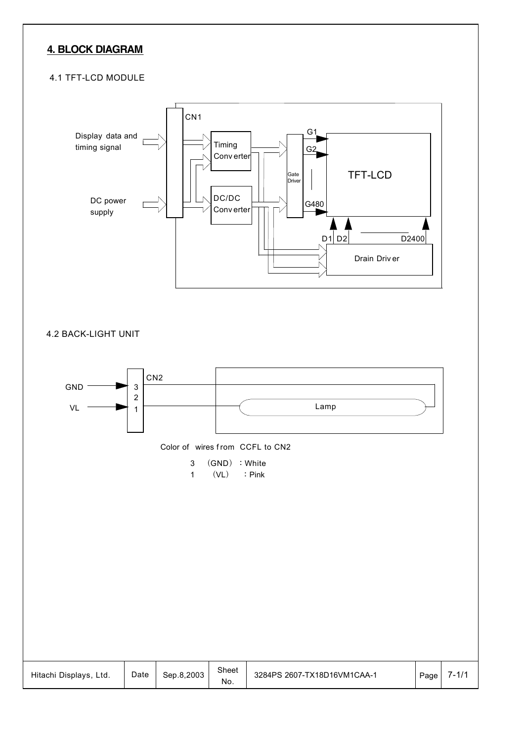## 4. BLOCK DIAGRAM

### 4.1 TFT-LCD MODULE

Display data and timing signal

DC power supply

CN1

Timing Converter

DC/DC Converter

Gate Driver

G1

G2

G480

TFT-LCD

D1 D2 D2400

Drain Driver

### 4.2 BACK-LIGHT UNIT

GND

VL

CN2

3
2
1

Lamp

Color of wires from CCFL to CN2

3 （GND）：White
1 （VL） ：Pink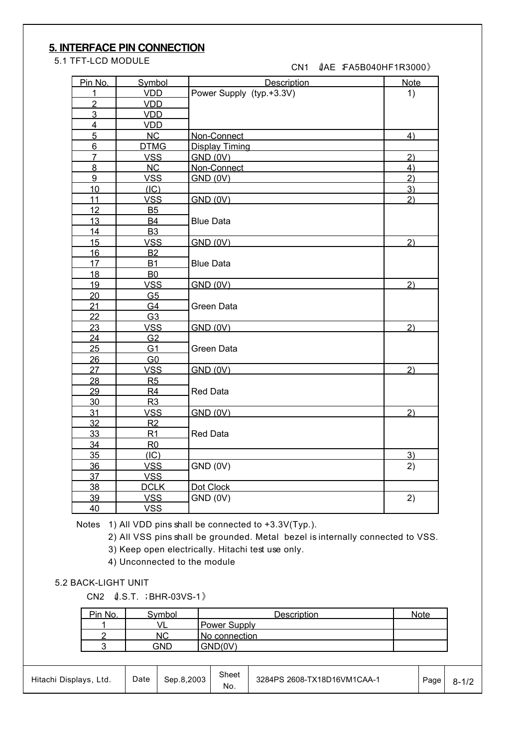## 5. INTERFACE PIN CONNECTION

5.1 TFT-LCD MODULE

CN1 《JAE :FA5B040HF1R3000》

| Pin No. | Symbol | Description | Note |
|---|---|---|---|
| 1 | VDD | Power Supply (typ.+3.3V) | 1) |
| 2 | VDD | | |
| 3 | VDD | | |
| 4 | VDD | | |
| 5 | NC | Non-Connect | 4) |
| 6 | DTMG | Display Timing | |
| 7 | VSS | GND (0V) | 2) |
| 8 | NC | Non-Connect | 4) |
| 9 | VSS | GND (0V) | 2) |
| 10 | (IC) | | 3) |
| 11 | VSS | GND (0V) | 2) |
| 12 | B5 | Blue Data | |
| 13 | B4 | | |
| 14 | B3 | | |
| 15 | VSS | GND (0V) | 2) |
| 16 | B2 | Blue Data | |
| 17 | B1 | | |
| 18 | B0 | | |
| 19 | VSS | GND (0V) | 2) |
| 20 | G5 | Green Data | |
| 21 | G4 | | |
| 22 | G3 | | |
| 23 | VSS | GND (0V) | 2) |
| 24 | G2 | Green Data | |
| 25 | G1 | | |
| 26 | G0 | | |
| 27 | VSS | GND (0V) | 2) |
| 28 | R5 | Red Data | |
| 29 | R4 | | |
| 30 | R3 | | |
| 31 | VSS | GND (0V) | 2) |
| 32 | R2 | Red Data | |
| 33 | R1 | | |
| 34 | R0 | | |
| 35 | (IC) | | 3) |
| 36 | VSS | GND (0V) | 2) |
| 37 | VSS | | |
| 38 | DCLK | Dot Clock | |
| 39 | VSS | GND (0V) | 2) |
| 40 | VSS | | |

Notes 1) All VDD pins shall be connected to +3.3V(Typ.).
2) All VSS pins shall be grounded. Metal bezel is internally connected to VSS.
3) Keep open electrically. Hitachi test use only.
4) Unconnected to the module

5.2 BACK-LIGHT UNIT

CN2 《J.S.T. ; BHR-03VS-1》

| Pin No. | Symbol | Description | Note |
|---|---|---|---|
| 1 | VL | Power Supply | |
| 2 | NC | No connection | |
| 3 | GND | GND(0V) | |

| Hitachi Displays, Ltd. | Date | Sep.8,2003 | Sheet No. | 3284PS 2608-TX18D16VM1CAA-1 | Page | 8-1/2 |
|---|---|---|---|---|---|---|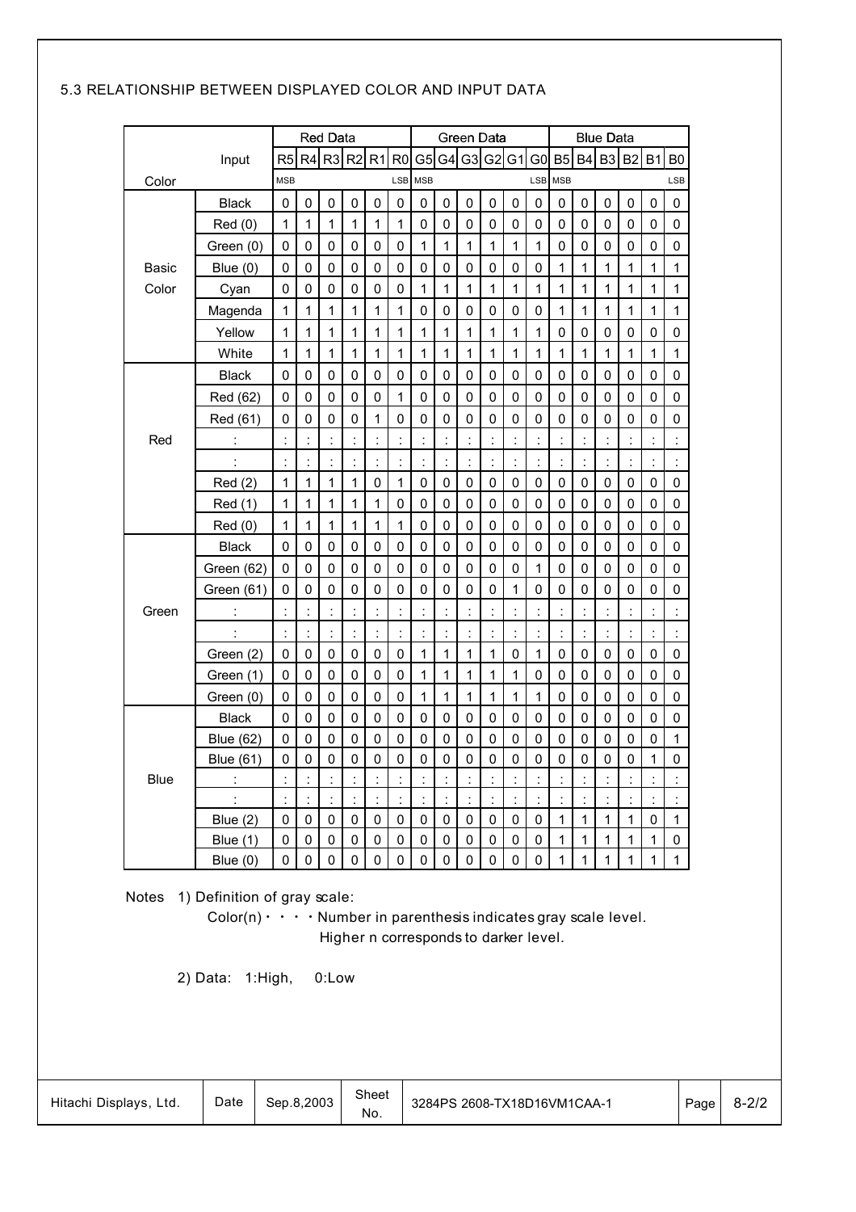## 5.3 RELATIONSHIP BETWEEN DISPLAYED COLOR AND INPUT DATA

| Color | Input | Red Data | | | | | | Green Data | | | | | | Blue Data | | | | | |
|---|---|---|---|---|---|---|---|---|---|---|---|---|---|---|---|---|---|---|---|
| | | R5 | R4 | R3 | R2 | R1 | R0 | G5 | G4 | G3 | G2 | G1 | G0 | B5 | B4 | B3 | B2 | B1 | B0 |
| | | MSB | | | | | LSB | MSB | | | | | LSB | MSB | | | | | LSB |
| Basic Color | Black | 0 | 0 | 0 | 0 | 0 | 0 | 0 | 0 | 0 | 0 | 0 | 0 | 0 | 0 | 0 | 0 | 0 | 0 |
| | Red (0) | 1 | 1 | 1 | 1 | 1 | 1 | 0 | 0 | 0 | 0 | 0 | 0 | 0 | 0 | 0 | 0 | 0 | 0 |
| | Green (0) | 0 | 0 | 0 | 0 | 0 | 0 | 1 | 1 | 1 | 1 | 1 | 1 | 0 | 0 | 0 | 0 | 0 | 0 |
| | Blue (0) | 0 | 0 | 0 | 0 | 0 | 0 | 0 | 0 | 0 | 0 | 0 | 0 | 1 | 1 | 1 | 1 | 1 | 1 |
| | Cyan | 0 | 0 | 0 | 0 | 0 | 0 | 1 | 1 | 1 | 1 | 1 | 1 | 1 | 1 | 1 | 1 | 1 | 1 |
| | Magenda | 1 | 1 | 1 | 1 | 1 | 1 | 0 | 0 | 0 | 0 | 0 | 0 | 1 | 1 | 1 | 1 | 1 | 1 |
| | Yellow | 1 | 1 | 1 | 1 | 1 | 1 | 1 | 1 | 1 | 1 | 1 | 1 | 0 | 0 | 0 | 0 | 0 | 0 |
| | White | 1 | 1 | 1 | 1 | 1 | 1 | 1 | 1 | 1 | 1 | 1 | 1 | 1 | 1 | 1 | 1 | 1 | 1 |
| Red | Black | 0 | 0 | 0 | 0 | 0 | 0 | 0 | 0 | 0 | 0 | 0 | 0 | 0 | 0 | 0 | 0 | 0 | 0 |
| | Red (62) | 0 | 0 | 0 | 0 | 0 | 1 | 0 | 0 | 0 | 0 | 0 | 0 | 0 | 0 | 0 | 0 | 0 | 0 |
| | Red (61) | 0 | 0 | 0 | 0 | 1 | 0 | 0 | 0 | 0 | 0 | 0 | 0 | 0 | 0 | 0 | 0 | 0 | 0 |
| | : | : | : | : | : | : | : | : | : | : | : | : | : | : | : | : | : | : | : |
| | : | : | : | : | : | : | : | : | : | : | : | : | : | : | : | : | : | : | : |
| | Red (2) | 1 | 1 | 1 | 1 | 0 | 1 | 0 | 0 | 0 | 0 | 0 | 0 | 0 | 0 | 0 | 0 | 0 | 0 |
| | Red (1) | 1 | 1 | 1 | 1 | 1 | 0 | 0 | 0 | 0 | 0 | 0 | 0 | 0 | 0 | 0 | 0 | 0 | 0 |
| | Red (0) | 1 | 1 | 1 | 1 | 1 | 1 | 0 | 0 | 0 | 0 | 0 | 0 | 0 | 0 | 0 | 0 | 0 | 0 |
| Green | Black | 0 | 0 | 0 | 0 | 0 | 0 | 0 | 0 | 0 | 0 | 0 | 0 | 0 | 0 | 0 | 0 | 0 | 0 |
| | Green (62) | 0 | 0 | 0 | 0 | 0 | 0 | 0 | 0 | 0 | 0 | 0 | 1 | 0 | 0 | 0 | 0 | 0 | 0 |
| | Green (61) | 0 | 0 | 0 | 0 | 0 | 0 | 0 | 0 | 0 | 0 | 1 | 0 | 0 | 0 | 0 | 0 | 0 | 0 |
| | : | : | : | : | : | : | : | : | : | : | : | : | : | : | : | : | : | : | : |
| | : | : | : | : | : | : | : | : | : | : | : | : | : | : | : | : | : | : | : |
| | Green (2) | 0 | 0 | 0 | 0 | 0 | 0 | 1 | 1 | 1 | 1 | 0 | 1 | 0 | 0 | 0 | 0 | 0 | 0 |
| | Green (1) | 0 | 0 | 0 | 0 | 0 | 0 | 1 | 1 | 1 | 1 | 1 | 0 | 0 | 0 | 0 | 0 | 0 | 0 |
| | Green (0) | 0 | 0 | 0 | 0 | 0 | 0 | 1 | 1 | 1 | 1 | 1 | 1 | 0 | 0 | 0 | 0 | 0 | 0 |
| Blue | Black | 0 | 0 | 0 | 0 | 0 | 0 | 0 | 0 | 0 | 0 | 0 | 0 | 0 | 0 | 0 | 0 | 0 | 0 |
| | Blue (62) | 0 | 0 | 0 | 0 | 0 | 0 | 0 | 0 | 0 | 0 | 0 | 0 | 0 | 0 | 0 | 0 | 0 | 1 |
| | Blue (61) | 0 | 0 | 0 | 0 | 0 | 0 | 0 | 0 | 0 | 0 | 0 | 0 | 0 | 0 | 0 | 0 | 1 | 0 |
| | : | : | : | : | : | : | : | : | : | : | : | : | : | : | : | : | : | : | : |
| | : | : | : | : | : | : | : | : | : | : | : | : | : | : | : | : | : | : | : |
| | Blue (2) | 0 | 0 | 0 | 0 | 0 | 0 | 0 | 0 | 0 | 0 | 0 | 0 | 1 | 1 | 1 | 1 | 0 | 1 |
| | Blue (1) | 0 | 0 | 0 | 0 | 0 | 0 | 0 | 0 | 0 | 0 | 0 | 0 | 1 | 1 | 1 | 1 | 1 | 0 |
| | Blue (0) | 0 | 0 | 0 | 0 | 0 | 0 | 0 | 0 | 0 | 0 | 0 | 0 | 1 | 1 | 1 | 1 | 1 | 1 |

Notes 1) Definition of gray scale:

Color(n) ・・・・Number in parenthesis indicates gray scale level.
Higher n corresponds to darker level.

2) Data: 1:High, 0:Low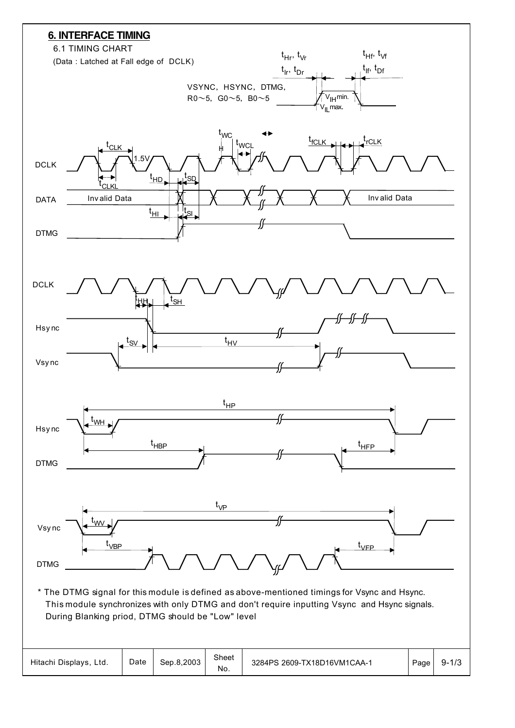## 6. INTERFACE TIMING

6.1 TIMING CHART

(Data : Latched at Fall edge of DCLK)

$t_{Hr}$, $t_{Vr}$ $t_{Ir}$, $t_{Dr}$ $t_{Hf}$, $t_{Vf}$ $t_{If}$, $t_{Df}$

VSYNC, HSYNC, DTMG, R0～5, G0～5, B0～5 $V_{IH}$min. $V_{IL}$max.

DCLK $t_{CLK}$ 1.5V $t_{CLKL}$ $t_{WCH}$ $t_{WCL}$ $t_{fCLK}$ $t_{rCLK}$ $t_{HD}$ $t_{SD}$

DATA Invalid Data $t_{HI}$ $t_{SI}$ Invalid Data

DTMG

DCLK $t_{HH}$ $t_{SH}$

Hsync $t_{SV}$ $t_{HV}$

Vsync

Hsync $t_{HP}$ $t_{WH}$

DTMG $t_{HBP}$ $t_{HFP}$

Vsync $t_{VP}$ $t_{WV}$

DTMG $t_{VBP}$ $t_{VFP}$

* The DTMG signal for this module is defined as above-mentioned timings for Vsync and Hsync.
  This module synchronizes with only DTMG and don't require inputting Vsync and Hsync signals.
  During Blanking priod, DTMG should be "Low" level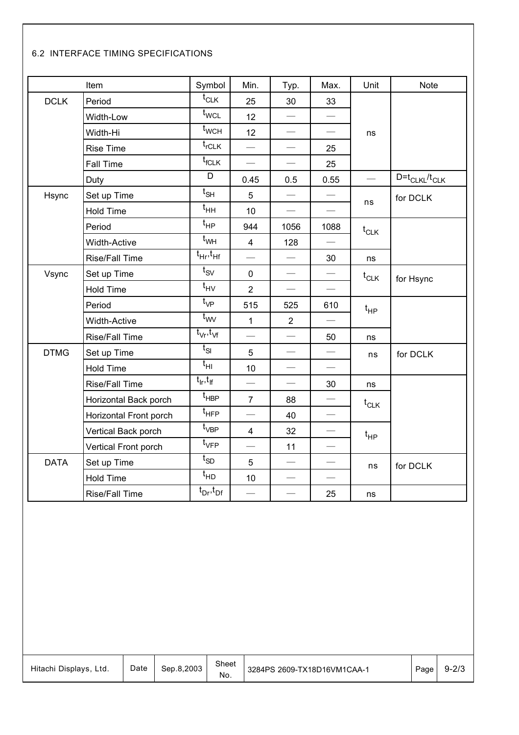## 6.2 INTERFACE TIMING SPECIFICATIONS

| Item | | Symbol | Min. | Typ. | Max. | Unit | Note |
|---|---|---|---|---|---|---|---|
| DCLK | Period | $t_{CLK}$ | 25 | 30 | 33 | ns | |
| | Width-Low | $t_{WCL}$ | 12 | — | — | | |
| | Width-Hi | $t_{WCH}$ | 12 | — | — | | |
| | Rise Time | $t_{rCLK}$ | — | — | 25 | | |
| | Fall Time | $t_{fCLK}$ | — | — | 25 | | |
| | Duty | D | 0.45 | 0.5 | 0.55 | — | $D=t_{CLKL}/t_{CLK}$ |
| Hsync | Set up Time | $t_{SH}$ | 5 | — | — | ns | for DCLK |
| | Hold Time | $t_{HH}$ | 10 | — | — | | |
| | Period | $t_{HP}$ | 944 | 1056 | 1088 | $t_{CLK}$ | |
| | Width-Active | $t_{WH}$ | 4 | 128 | — | | |
| | Rise/Fall Time | $t_{Hr},t_{Hf}$ | — | — | 30 | ns | |
| Vsync | Set up Time | $t_{SV}$ | 0 | — | — | $t_{CLK}$ | for Hsync |
| | Hold Time | $t_{HV}$ | 2 | — | — | | |
| | Period | $t_{VP}$ | 515 | 525 | 610 | $t_{HP}$ | |
| | Width-Active | $t_{WV}$ | 1 | 2 | — | | |
| | Rise/Fall Time | $t_{Vr},t_{Vf}$ | — | — | 50 | ns | |
| DTMG | Set up Time | $t_{SI}$ | 5 | — | — | ns | for DCLK |
| | Hold Time | $t_{HI}$ | 10 | — | — | | |
| | Rise/Fall Time | $t_{Ir},t_{If}$ | — | — | 30 | ns | |
| | Horizontal Back porch | $t_{HBP}$ | 7 | 88 | — | $t_{CLK}$ | |
| | Horizontal Front porch | $t_{HFP}$ | — | 40 | — | | |
| | Vertical Back porch | $t_{VBP}$ | 4 | 32 | — | $t_{HP}$ | |
| | Vertical Front porch | $t_{VFP}$ | — | 11 | — | | |
| DATA | Set up Time | $t_{SD}$ | 5 | — | — | ns | for DCLK |
| | Hold Time | $t_{HD}$ | 10 | — | — | | |
| | Rise/Fall Time | $t_{Dr},t_{Df}$ | — | — | 25 | ns | |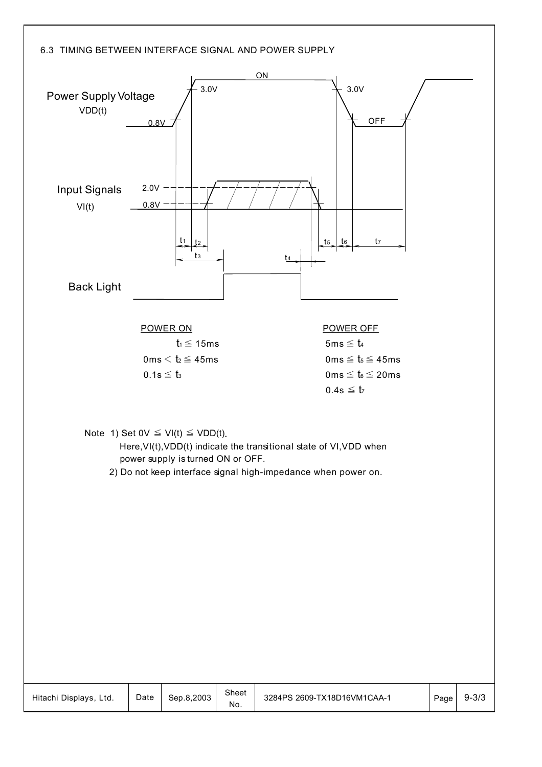## 6.3 TIMING BETWEEN INTERFACE SIGNAL AND POWER SUPPLY

Power Supply Voltage VDD(t)

Input Signals VI(t)

Back Light

| POWER ON | POWER OFF |
|---|---|
| $t_1 \leqq 15ms$ | $5ms \leqq t_4$ |
| $0ms < t_2 \leqq 45ms$ | $0ms \leqq t_5 \leqq 45ms$ |
| $0.1s \leqq t_3$ | $0ms \leqq t_6 \leqq 20ms$ |
| | $0.4s \leqq t_7$ |

Note 1) Set $0V \leqq VI(t) \leqq VDD(t)$.
Here, VI(t), VDD(t) indicate the transitional state of VI, VDD when power supply is turned ON or OFF.

2) Do not keep interface signal high-impedance when power on.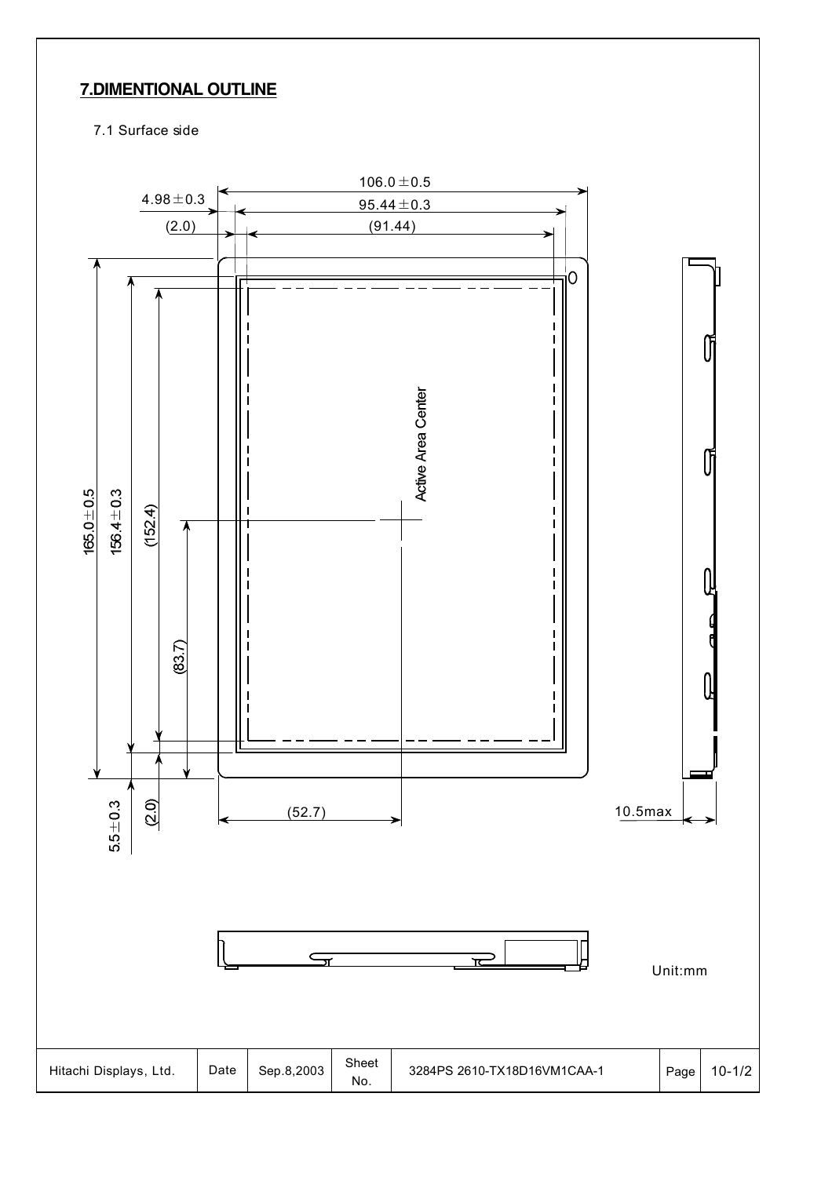## 7.DIMENTIONAL OUTLINE

7.1 Surface side

106.0 ± 0.5

4.98 ± 0.3

95.44 ± 0.3

(2.0)

(91.44)

165.0 ± 0.5

156.4 ± 0.3

(152.4)

(83.7)

Active Area Center

5.5 ± 0.3

(2.0)

(52.7)

10.5max

Unit:mm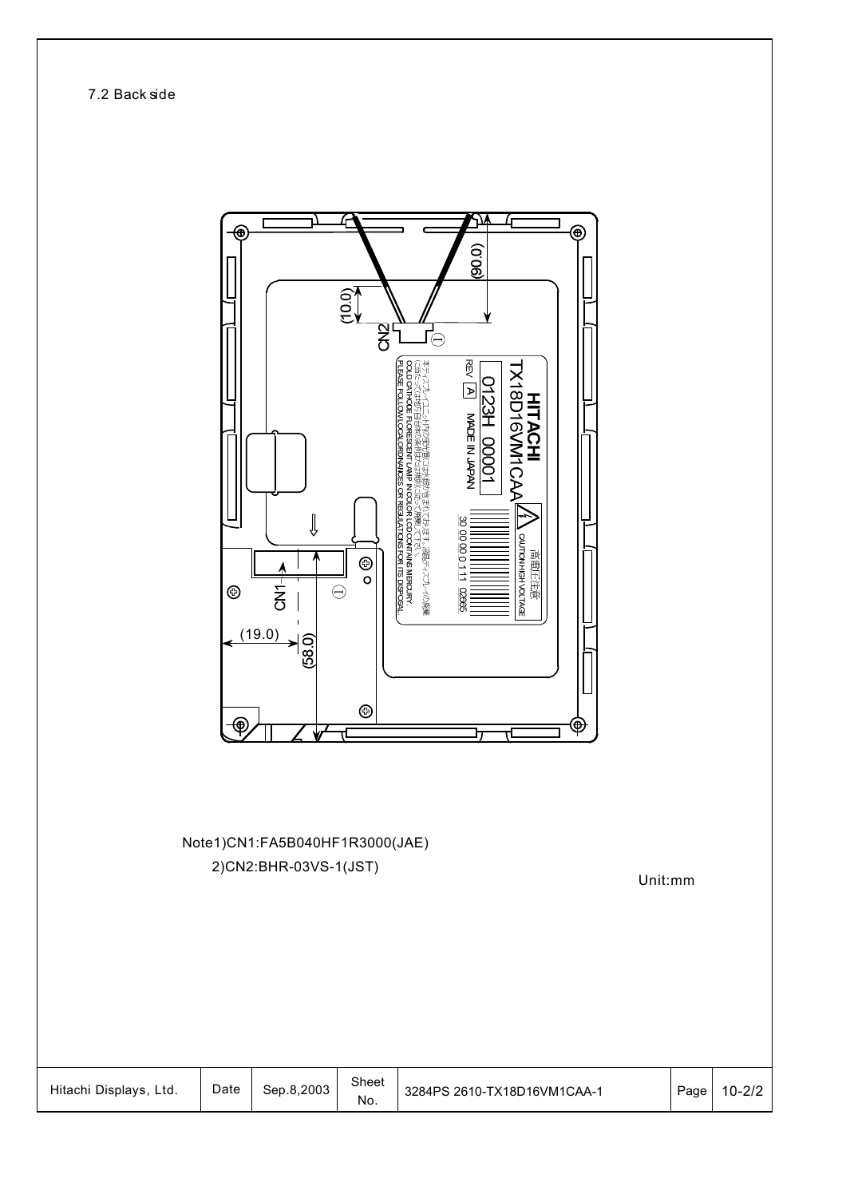7.2 Back side

Note1)CN1:FA5B040HF1R3000(JAE)

2)CN2:BHR-03VS-1(JST)

Unit:mm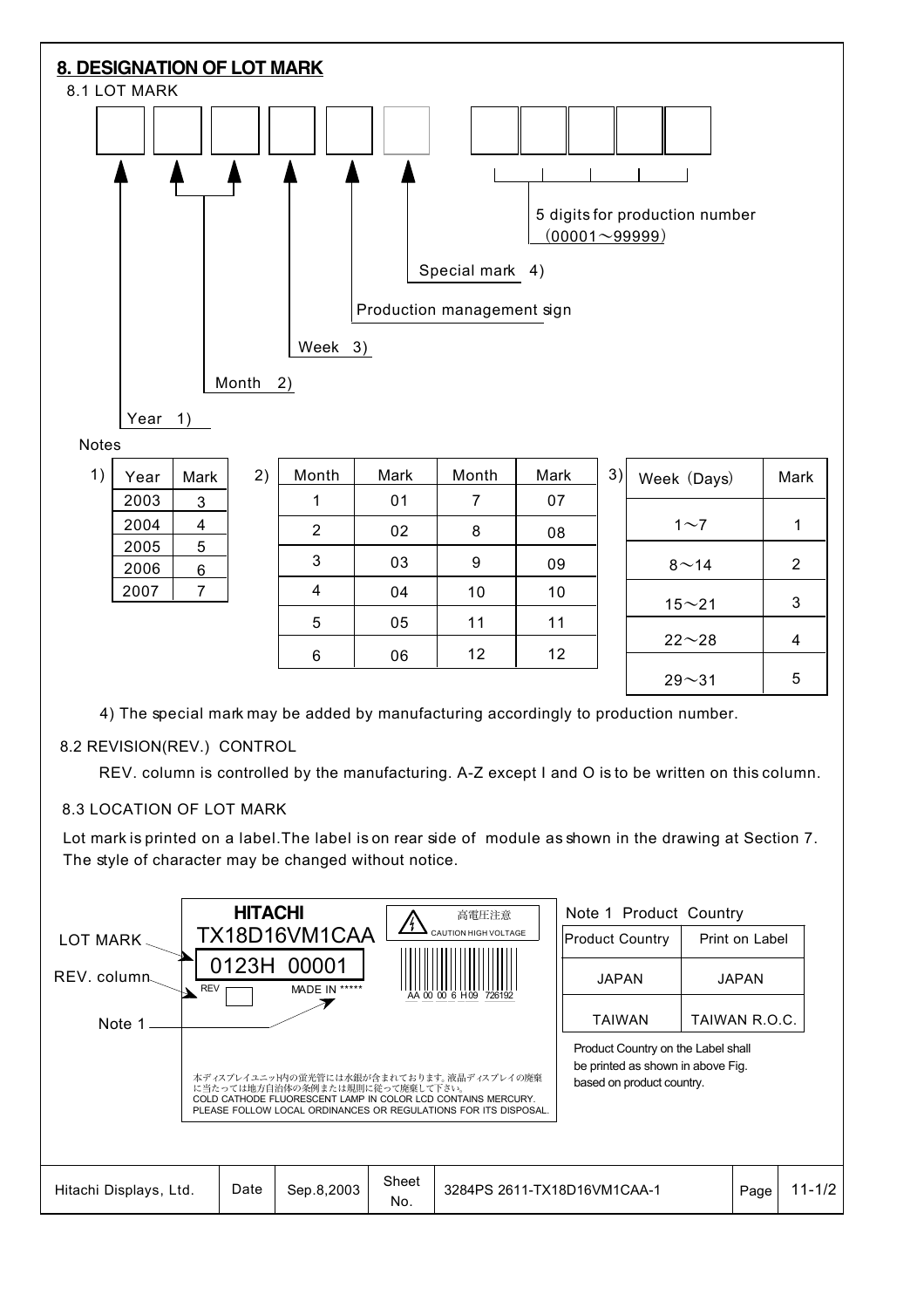## 8. DESIGNATION OF LOT MARK

### 8.1 LOT MARK

Lot mark layout (boxes, left to right):

- Year 1)
- Month 2) (2 digits)
- Week 3)
- Production management sign
- Special mark 4)
- 5 digits for production number (00001～99999)

Notes

1)

| Year | Mark |
|---|---|
| 2003 | 3 |
| 2004 | 4 |
| 2005 | 5 |
| 2006 | 6 |
| 2007 | 7 |

2)

| Month | Mark | Month | Mark |
|---|---|---|---|
| 1 | 01 | 7 | 07 |
| 2 | 02 | 8 | 08 |
| 3 | 03 | 9 | 09 |
| 4 | 04 | 10 | 10 |
| 5 | 05 | 11 | 11 |
| 6 | 06 | 12 | 12 |

3)

| Week (Days) | Mark |
|---|---|
| 1～7 | 1 |
| 8～14 | 2 |
| 15～21 | 3 |
| 22～28 | 4 |
| 29～31 | 5 |

4) The special mark may be added by manufacturing accordingly to production number.

### 8.2 REVISION(REV.) CONTROL

REV. column is controlled by the manufacturing. A-Z except I and O is to be written on this column.

### 8.3 LOCATION OF LOT MARK

Lot mark is printed on a label.The label is on rear side of module as shown in the drawing at Section 7.
The style of character may be changed without notice.

Label example:

- LOT MARK
- REV. column
- Note 1

HITACHI
TX18D16VM1CAA
0123H 00001
REV　　MADE IN *****

高電圧注意
CAUTION HIGH VOLTAGE

AA 00 00 6 H09 726192

本ディスプレイユニット内の蛍光管には水銀が含まれております。液晶ディスプレイの廃棄に当たっては地方自治体の条例または規則に従って廃棄して下さい。
COLD CATHODE FLUORESCENT LAMP IN COLOR LCD CONTAINS MERCURY.
PLEASE FOLLOW LOCAL ORDINANCES OR REGULATIONS FOR ITS DISPOSAL.

Note 1 Product Country

| Product Country | Print on Label |
|---|---|
| JAPAN | JAPAN |
| TAIWAN | TAIWAN R.O.C. |

Product Country on the Label shall be printed as shown in above Fig. based on product country.

| Hitachi Displays, Ltd. | Date | Sep.8,2003 | Sheet No. | 3284PS 2611-TX18D16VM1CAA-1 | Page | 11-1/2 |
|---|---|---|---|---|---|---|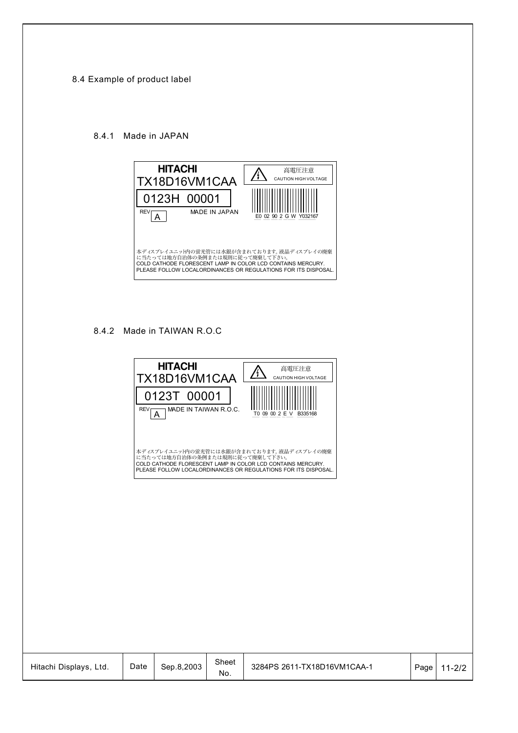## 8.4 Example of product label

### 8.4.1 Made in JAPAN

**HITACHI**
TX18D16VM1CAA

0123H 00001

REV A

MADE IN JAPAN

高電圧注意
CAUTION HIGH VOLTAGE

E0 02 90 2 G W Y032167

本ディスプレイユニット内の蛍光管には水銀が含まれております。液晶ディスプレイの廃棄に当たっては地方自治体の条例または規則に従って廃棄して下さい。
COLD CATHODE FLORESCENT LAMP IN COLOR LCD CONTAINS MERCURY.
PLEASE FOLLOW LOCALORDINANCES OR REGULATIONS FOR ITS DISPOSAL.

### 8.4.2 Made in TAIWAN R.O.C

**HITACHI**
TX18D16VM1CAA

0123T 00001

REV A

MADE IN TAIWAN R.O.C.

高電圧注意
CAUTION HIGH VOLTAGE

T0 09 00 2 E V B335168

本ディスプレイユニット内の蛍光管には水銀が含まれております。液晶ディスプレイの廃棄に当たっては地方自治体の条例または規則に従って廃棄して下さい。
COLD CATHODE FLORESCENT LAMP IN COLOR LCD CONTAINS MERCURY.
PLEASE FOLLOW LOCALORDINANCES OR REGULATIONS FOR ITS DISPOSAL.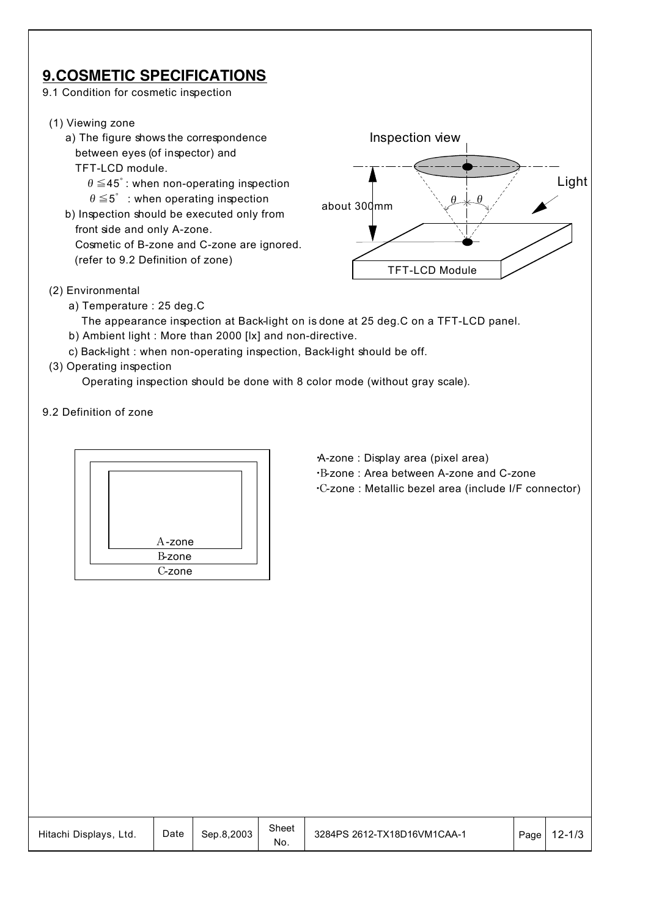## 9.COSMETIC SPECIFICATIONS

9.1 Condition for cosmetic inspection

(1) Viewing zone

a) The figure shows the correspondence between eyes (of inspector) and TFT-LCD module.

$\theta \leqq 45^{\circ}$ : when non-operating inspection

$\theta \leqq 5^{\circ}$ : when operating inspection

b) Inspection should be executed only from front side and only A-zone.
Cosmetic of B-zone and C-zone are ignored.
(refer to 9.2 Definition of zone)

Inspection view

Light

about 300mm

TFT-LCD Module

(2) Environmental

a) Temperature : 25 deg.C
The appearance inspection at Back-light on is done at 25 deg.C on a TFT-LCD panel.

b) Ambient light : More than 2000 [lx] and non-directive.

c) Back-light : when non-operating inspection, Back-light should be off.

(3) Operating inspection

Operating inspection should be done with 8 color mode (without gray scale).

9.2 Definition of zone

A-zone

B-zone

C-zone

- A-zone : Display area (pixel area)
- B-zone : Area between A-zone and C-zone
- C-zone : Metallic bezel area (include I/F connector)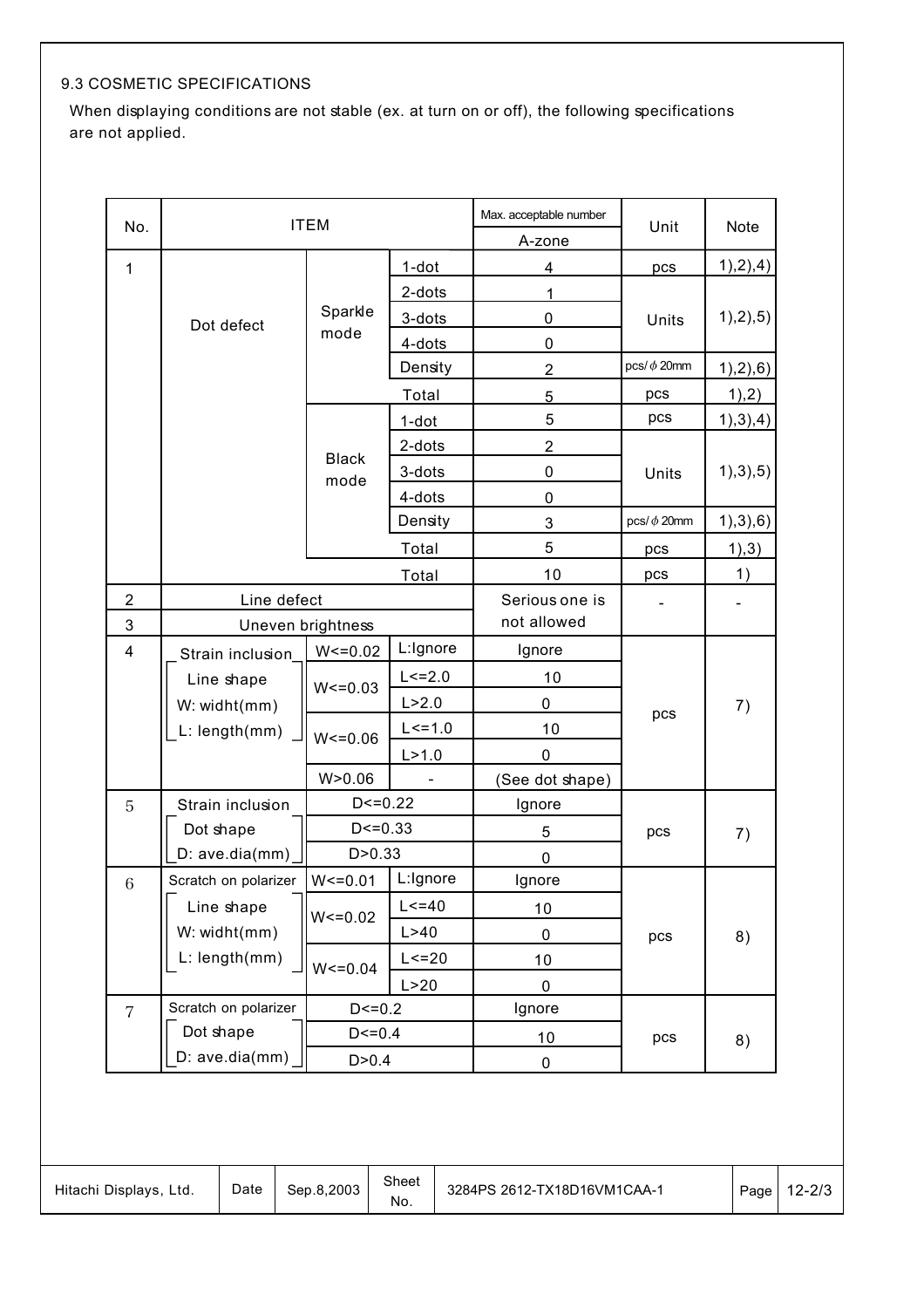9.3 COSMETIC SPECIFICATIONS

When displaying conditions are not stable (ex. at turn on or off), the following specifications are not applied.

| No. | ITEM | | | Max. acceptable number A-zone | Unit | Note |
|---|---|---|---|---|---|---|
| 1 | Dot defect | Sparkle mode | 1-dot | 4 | pcs | 1),2),4) |
| | | | 2-dots | 1 | Units | 1),2),5) |
| | | | 3-dots | 0 | | |
| | | | 4-dots | 0 | | |
| | | | Density | 2 | pcs/φ20mm | 1),2),6) |
| | | | Total | 5 | pcs | 1),2) |
| | | Black mode | 1-dot | 5 | pcs | 1),3),4) |
| | | | 2-dots | 2 | Units | 1),3),5) |
| | | | 3-dots | 0 | | |
| | | | 4-dots | 0 | | |
| | | | Density | 3 | pcs/φ20mm | 1),3),6) |
| | | | Total | 5 | pcs | 1),3) |
| | | | Total | 10 | pcs | 1) |
| 2 | Line defect | | | Serious one is not allowed | - | - |
| 3 | Uneven brightness | | | | | |
| 4 | Strain inclusion Line shape W: widht(mm) L: length(mm) | W<=0.02 | L:Ignore | Ignore | pcs | 7) |
| | | W<=0.03 | L<=2.0 | 10 | | |
| | | | L>2.0 | 0 | | |
| | | W<=0.06 | L<=1.0 | 10 | | |
| | | | L>1.0 | 0 | | |
| | | W>0.06 | - | (See dot shape) | | |
| 5 | Strain inclusion Dot shape D: ave.dia(mm) | D<=0.22 | | Ignore | pcs | 7) |
| | | D<=0.33 | | 5 | | |
| | | D>0.33 | | 0 | | |
| 6 | Scratch on polarizer Line shape W: widht(mm) L: length(mm) | W<=0.01 | L:Ignore | Ignore | pcs | 8) |
| | | W<=0.02 | L<=40 | 10 | | |
| | | | L>40 | 0 | | |
| | | W<=0.04 | L<=20 | 10 | | |
| | | | L>20 | 0 | | |
| 7 | Scratch on polarizer Dot shape D: ave.dia(mm) | D<=0.2 | | Ignore | pcs | 8) |
| | | D<=0.4 | | 10 | | |
| | | D>0.4 | | 0 | | |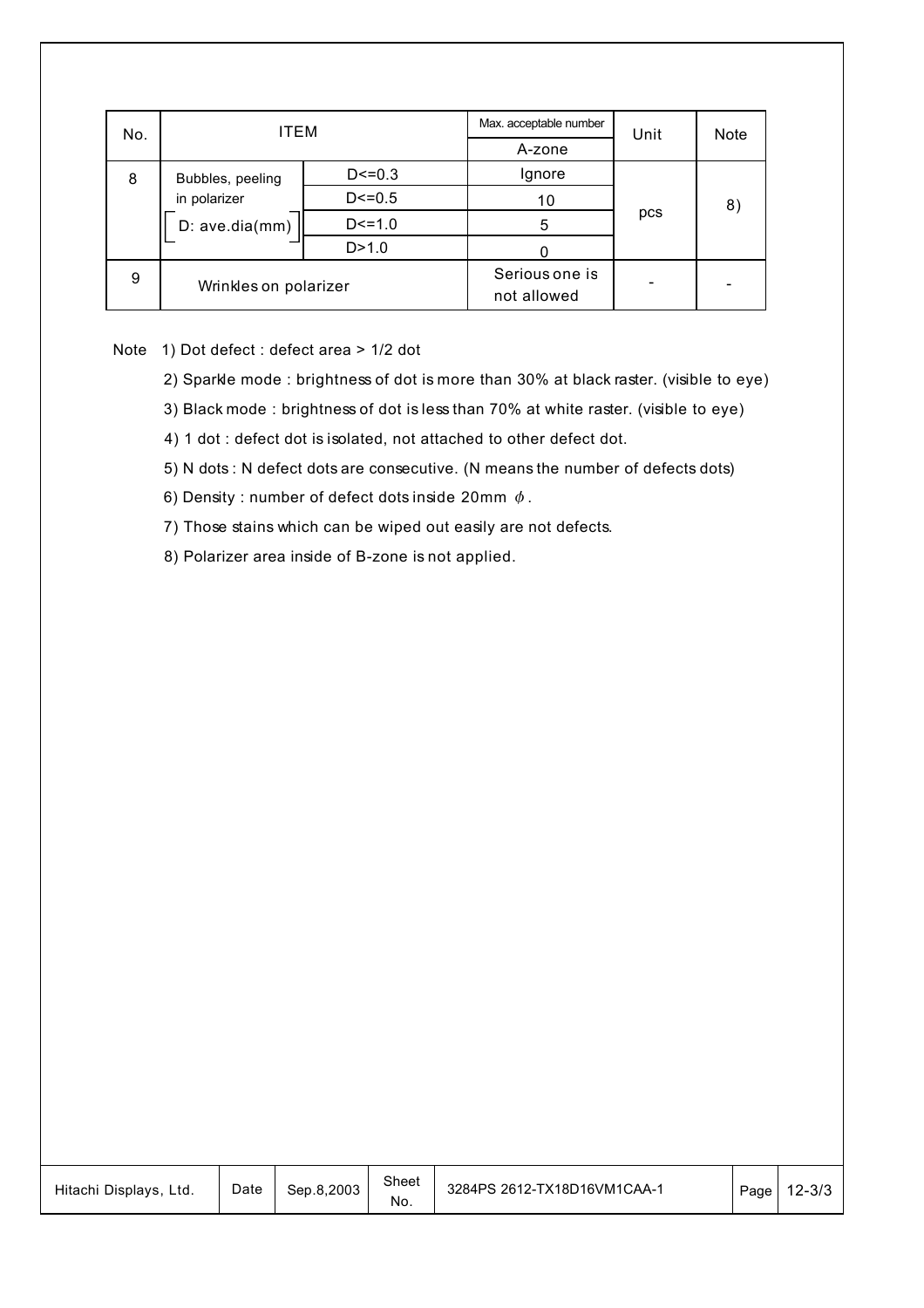| No. | ITEM | | Max. acceptable number | Unit | Note |
|---|---|---|---|---|---|
| | | | A-zone | | |
| 8 | Bubbles, peeling in polarizer [D: ave.dia(mm)] | D<=0.3 | Ignore | pcs | 8) |
| | | D<=0.5 | 10 | | |
| | | D<=1.0 | 5 | | |
| | | D>1.0 | 0 | | |
| 9 | Wrinkles on polarizer | | Serious one is not allowed | - | - |

Note 1) Dot defect : defect area > 1/2 dot

2) Sparkle mode : brightness of dot is more than 30% at black raster. (visible to eye)

3) Black mode : brightness of dot is less than 70% at white raster. (visible to eye)

4) 1 dot : defect dot is isolated, not attached to other defect dot.

5) N dots : N defect dots are consecutive. (N means the number of defects dots)

6) Density : number of defect dots inside 20mm $\phi$.

7) Those stains which can be wiped out easily are not defects.

8) Polarizer area inside of B-zone is not applied.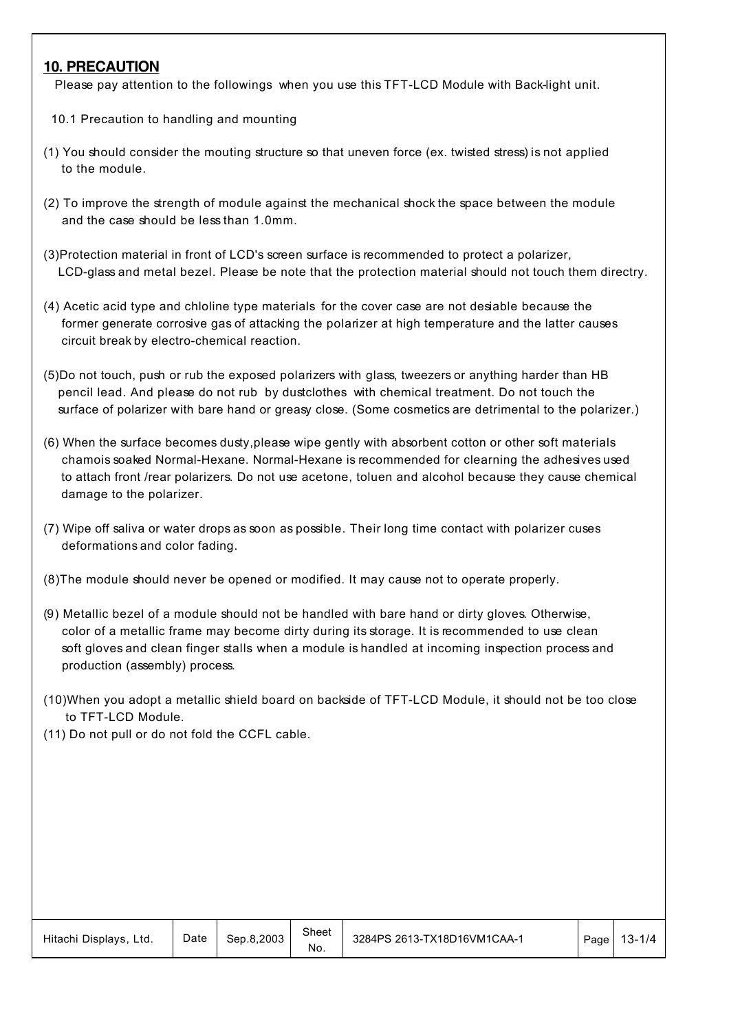## 10. PRECAUTION

Please pay attention to the followings when you use this TFT-LCD Module with Back-light unit.

### 10.1 Precaution to handling and mounting

(1) You should consider the mouting structure so that uneven force (ex. twisted stress) is not applied to the module.

(2) To improve the strength of module against the mechanical shock the space between the module and the case should be less than 1.0mm.

(3)Protection material in front of LCD's screen surface is recommended to protect a polarizer, LCD-glass and metal bezel. Please be note that the protection material should not touch them directry.

(4) Acetic acid type and chloline type materials for the cover case are not desiable because the former generate corrosive gas of attacking the polarizer at high temperature and the latter causes circuit break by electro-chemical reaction.

(5)Do not touch, push or rub the exposed polarizers with glass, tweezers or anything harder than HB pencil lead. And please do not rub by dustclothes with chemical treatment. Do not touch the surface of polarizer with bare hand or greasy close. (Some cosmetics are detrimental to the polarizer.)

(6) When the surface becomes dusty,please wipe gently with absorbent cotton or other soft materials chamois soaked Normal-Hexane. Normal-Hexane is recommended for clearning the adhesives used to attach front /rear polarizers. Do not use acetone, toluen and alcohol because they cause chemical damage to the polarizer.

(7) Wipe off saliva or water drops as soon as possible. Their long time contact with polarizer cuses deformations and color fading.

(8)The module should never be opened or modified. It may cause not to operate properly.

(9) Metallic bezel of a module should not be handled with bare hand or dirty gloves. Otherwise, color of a metallic frame may become dirty during its storage. It is recommended to use clean soft gloves and clean finger stalls when a module is handled at incoming inspection process and production (assembly) process.

(10)When you adopt a metallic shield board on backside of TFT-LCD Module, it should not be too close to TFT-LCD Module.

(11) Do not pull or do not fold the CCFL cable.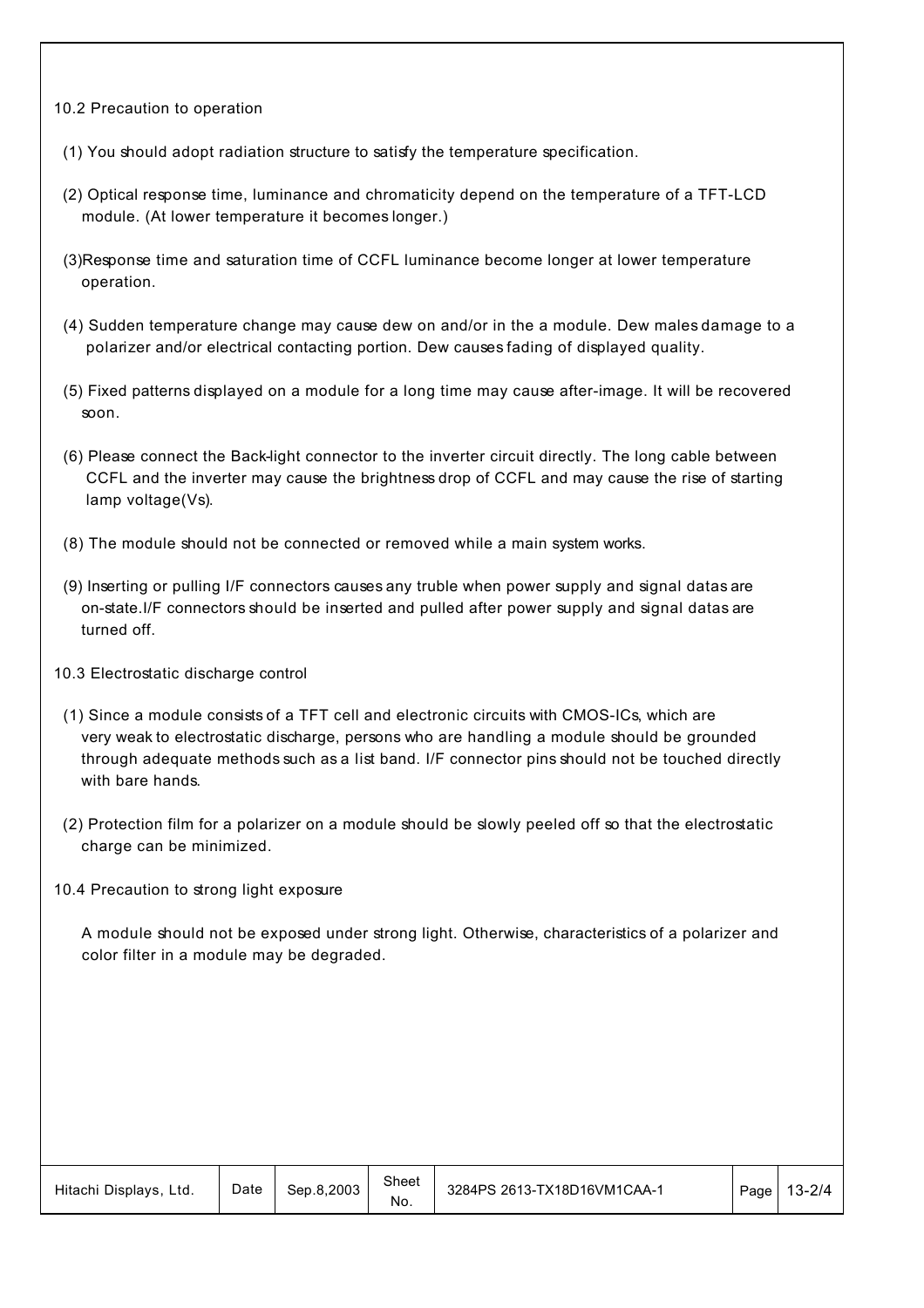## 10.2 Precaution to operation

(1) You should adopt radiation structure to satisfy the temperature specification.

(2) Optical response time, luminance and chromaticity depend on the temperature of a TFT-LCD module. (At lower temperature it becomes longer.)

(3)Response time and saturation time of CCFL luminance become longer at lower temperature operation.

(4) Sudden temperature change may cause dew on and/or in the a module. Dew males damage to a polarizer and/or electrical contacting portion. Dew causes fading of displayed quality.

(5) Fixed patterns displayed on a module for a long time may cause after-image. It will be recovered soon.

(6) Please connect the Back-light connector to the inverter circuit directly. The long cable between CCFL and the inverter may cause the brightness drop of CCFL and may cause the rise of starting lamp voltage(Vs).

(8) The module should not be connected or removed while a main system works.

(9) Inserting or pulling I/F connectors causes any truble when power supply and signal datas are on-state.I/F connectors should be inserted and pulled after power supply and signal datas are turned off.

## 10.3 Electrostatic discharge control

(1) Since a module consists of a TFT cell and electronic circuits with CMOS-ICs, which are very weak to electrostatic discharge, persons who are handling a module should be grounded through adequate methods such as a list band. I/F connector pins should not be touched directly with bare hands.

(2) Protection film for a polarizer on a module should be slowly peeled off so that the electrostatic charge can be minimized.

## 10.4 Precaution to strong light exposure

A module should not be exposed under strong light. Otherwise, characteristics of a polarizer and color filter in a module may be degraded.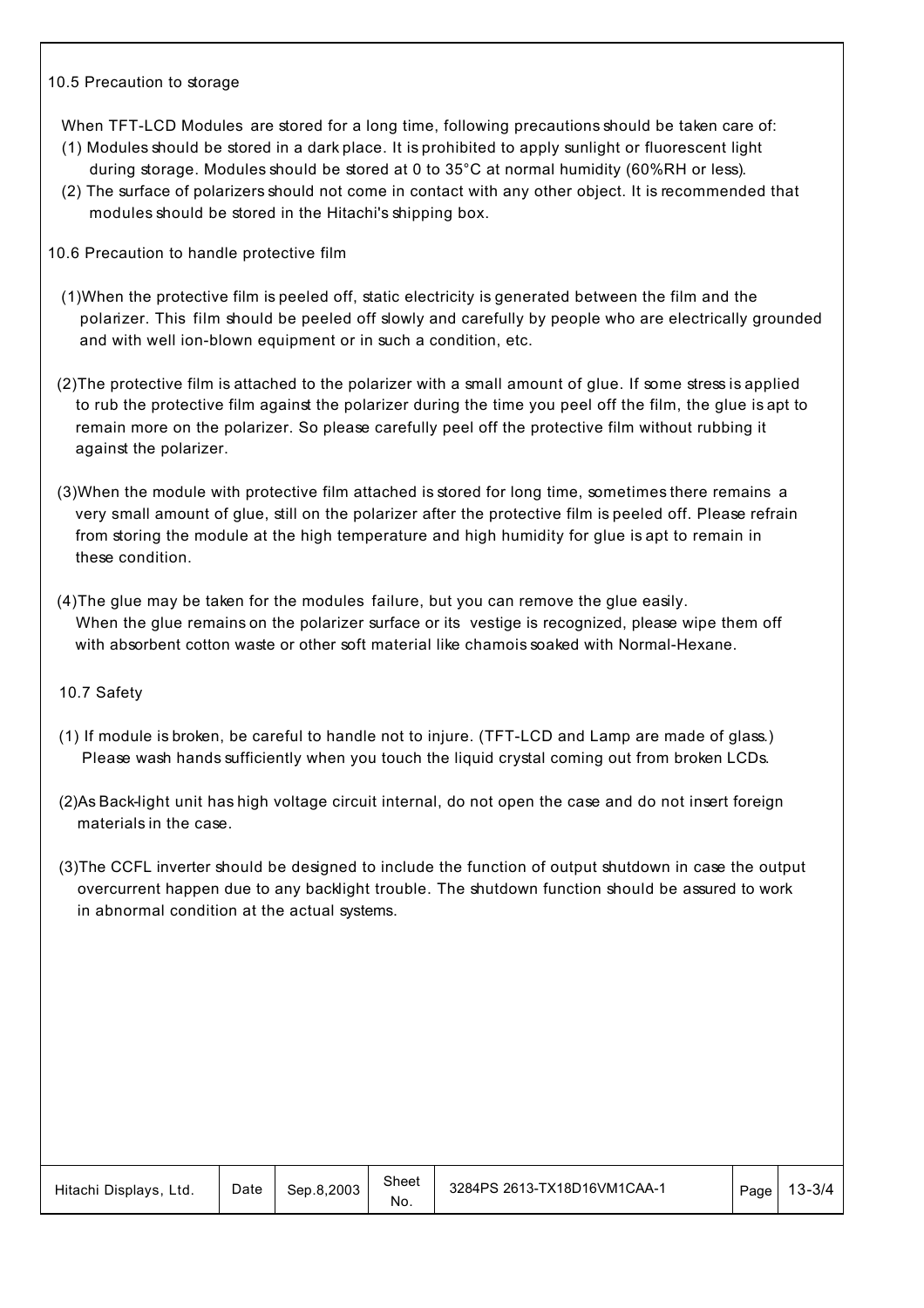## 10.5 Precaution to storage

When TFT-LCD Modules are stored for a long time, following precautions should be taken care of:

(1) Modules should be stored in a dark place. It is prohibited to apply sunlight or fluorescent light during storage. Modules should be stored at 0 to 35°C at normal humidity (60%RH or less).

(2) The surface of polarizers should not come in contact with any other object. It is recommended that modules should be stored in the Hitachi's shipping box.

## 10.6 Precaution to handle protective film

(1)When the protective film is peeled off, static electricity is generated between the film and the polarizer. This film should be peeled off slowly and carefully by people who are electrically grounded and with well ion-blown equipment or in such a condition, etc.

(2)The protective film is attached to the polarizer with a small amount of glue. If some stress is applied to rub the protective film against the polarizer during the time you peel off the film, the glue is apt to remain more on the polarizer. So please carefully peel off the protective film without rubbing it against the polarizer.

(3)When the module with protective film attached is stored for long time, sometimes there remains a very small amount of glue, still on the polarizer after the protective film is peeled off. Please refrain from storing the module at the high temperature and high humidity for glue is apt to remain in these condition.

(4)The glue may be taken for the modules failure, but you can remove the glue easily. When the glue remains on the polarizer surface or its vestige is recognized, please wipe them off with absorbent cotton waste or other soft material like chamois soaked with Normal-Hexane.

## 10.7 Safety

(1) If module is broken, be careful to handle not to injure. (TFT-LCD and Lamp are made of glass.) Please wash hands sufficiently when you touch the liquid crystal coming out from broken LCDs.

(2)As Back-light unit has high voltage circuit internal, do not open the case and do not insert foreign materials in the case.

(3)The CCFL inverter should be designed to include the function of output shutdown in case the output overcurrent happen due to any backlight trouble. The shutdown function should be assured to work in abnormal condition at the actual systems.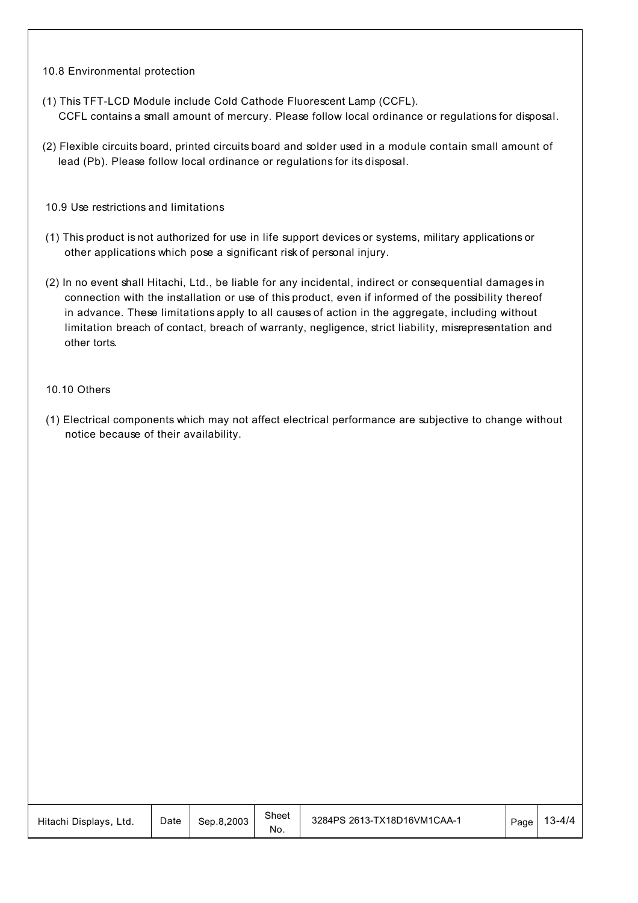## 10.8 Environmental protection

(1) This TFT-LCD Module include Cold Cathode Fluorescent Lamp (CCFL).
CCFL contains a small amount of mercury. Please follow local ordinance or regulations for disposal.

(2) Flexible circuits board, printed circuits board and solder used in a module contain small amount of lead (Pb). Please follow local ordinance or regulations for its disposal.

## 10.9 Use restrictions and limitations

(1) This product is not authorized for use in life support devices or systems, military applications or other applications which pose a significant risk of personal injury.

(2) In no event shall Hitachi, Ltd., be liable for any incidental, indirect or consequential damages in connection with the installation or use of this product, even if informed of the possibility thereof in advance. These limitations apply to all causes of action in the aggregate, including without limitation breach of contact, breach of warranty, negligence, strict liability, misrepresentation and other torts.

## 10.10 Others

(1) Electrical components which may not affect electrical performance are subjective to change without notice because of their availability.